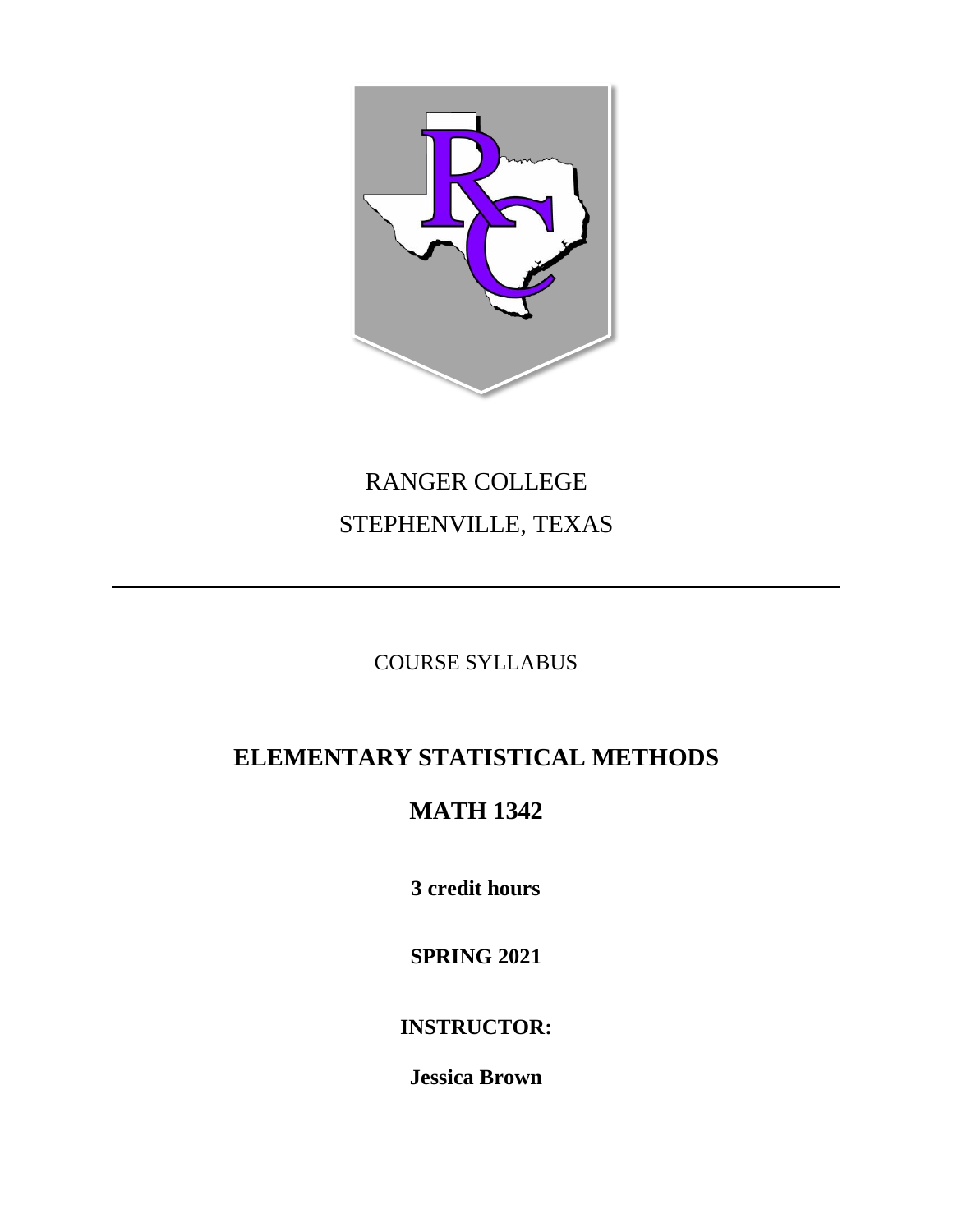RANGER COLLEGE

STEPHENVILLE, TEXAS

---

COURSE SYLLABUS

# ELEMENTARY STATISTICAL METHODS

# MATH 1342

**3 credit hours**

**SPRING 2021**

**INSTRUCTOR:**

**Jessica Brown**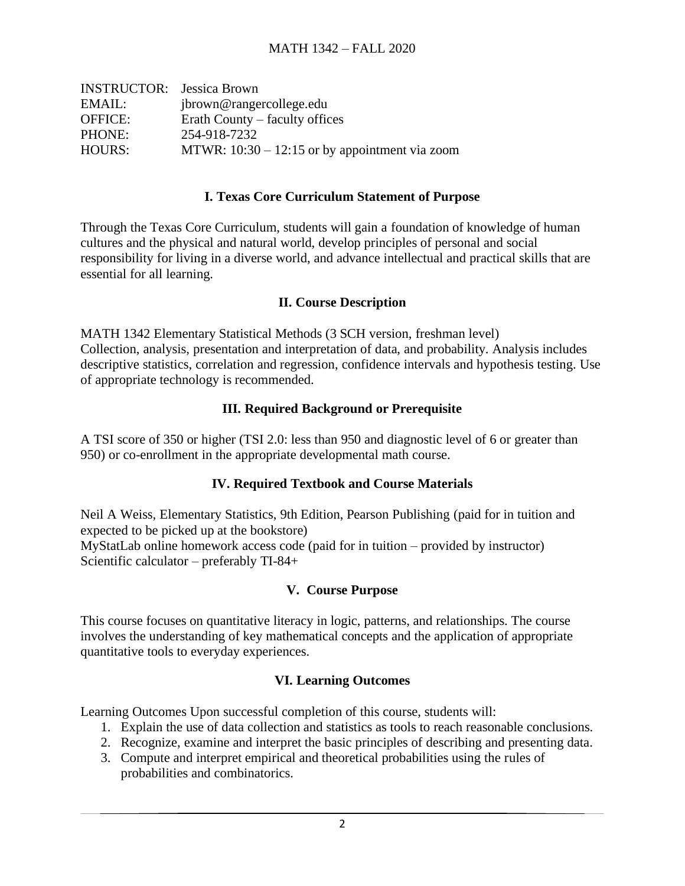# MATH 1342 – FALL 2020

INSTRUCTOR: Jessica Brown
EMAIL: jbrown@rangercollege.edu
OFFICE: Erath County – faculty offices
PHONE: 254-918-7232
HOURS: MTWR: 10:30 – 12:15 or by appointment via zoom

## I. Texas Core Curriculum Statement of Purpose

Through the Texas Core Curriculum, students will gain a foundation of knowledge of human cultures and the physical and natural world, develop principles of personal and social responsibility for living in a diverse world, and advance intellectual and practical skills that are essential for all learning.

## II. Course Description

MATH 1342 Elementary Statistical Methods (3 SCH version, freshman level)
Collection, analysis, presentation and interpretation of data, and probability. Analysis includes descriptive statistics, correlation and regression, confidence intervals and hypothesis testing. Use of appropriate technology is recommended.

## III. Required Background or Prerequisite

A TSI score of 350 or higher (TSI 2.0: less than 950 and diagnostic level of 6 or greater than 950) or co-enrollment in the appropriate developmental math course.

## IV. Required Textbook and Course Materials

Neil A Weiss, Elementary Statistics, 9th Edition, Pearson Publishing (paid for in tuition and expected to be picked up at the bookstore)
MyStatLab online homework access code (paid for in tuition – provided by instructor)
Scientific calculator – preferably TI-84+

## V. Course Purpose

This course focuses on quantitative literacy in logic, patterns, and relationships. The course involves the understanding of key mathematical concepts and the application of appropriate quantitative tools to everyday experiences.

## VI. Learning Outcomes

Learning Outcomes Upon successful completion of this course, students will:

1. Explain the use of data collection and statistics as tools to reach reasonable conclusions.
2. Recognize, examine and interpret the basic principles of describing and presenting data.
3. Compute and interpret empirical and theoretical probabilities using the rules of probabilities and combinatorics.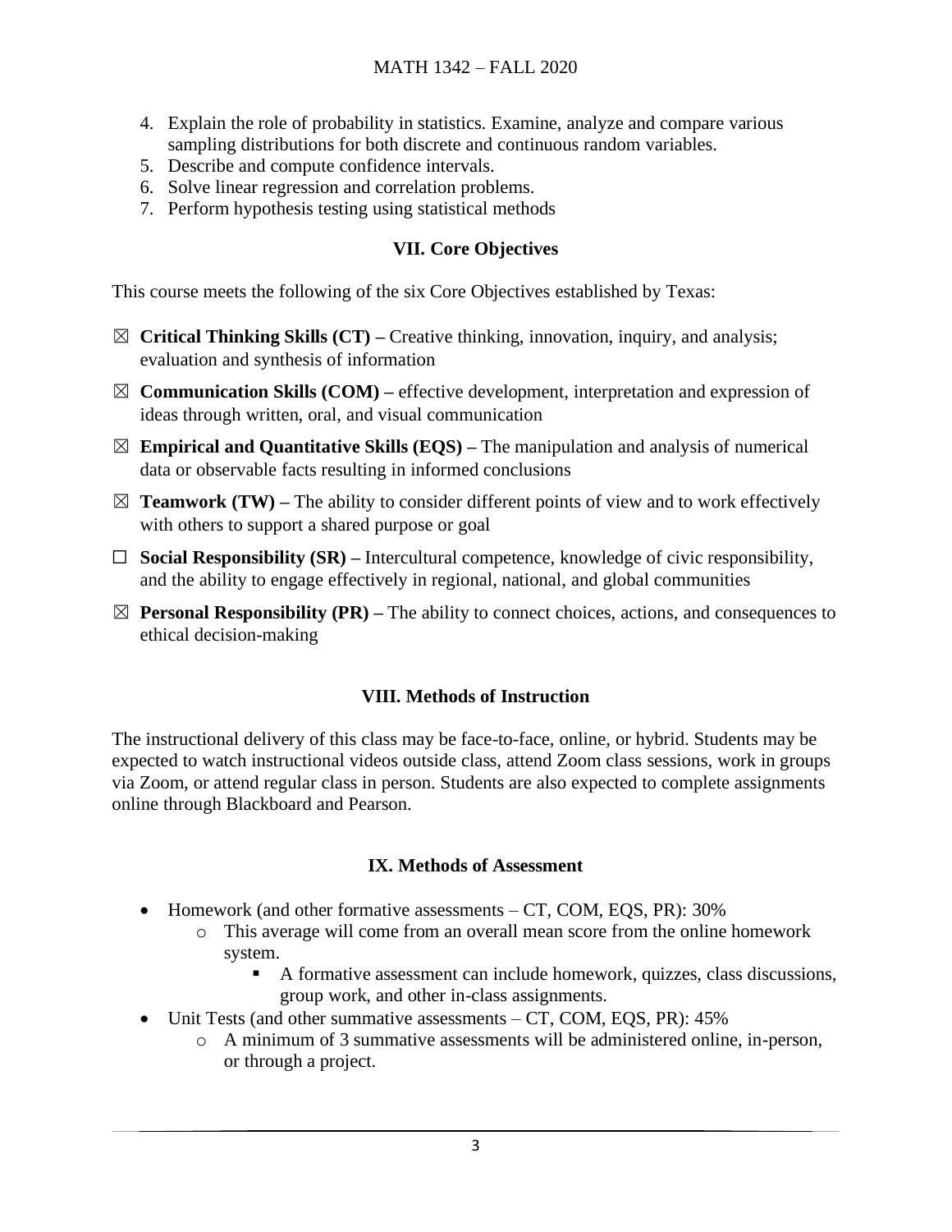4. Explain the role of probability in statistics. Examine, analyze and compare various sampling distributions for both discrete and continuous random variables.
5. Describe and compute confidence intervals.
6. Solve linear regression and correlation problems.
7. Perform hypothesis testing using statistical methods

## VII. Core Objectives

This course meets the following of the six Core Objectives established by Texas:

☒ **Critical Thinking Skills (CT) –** Creative thinking, innovation, inquiry, and analysis; evaluation and synthesis of information

☒ **Communication Skills (COM) –** effective development, interpretation and expression of ideas through written, oral, and visual communication

☒ **Empirical and Quantitative Skills (EQS) –** The manipulation and analysis of numerical data or observable facts resulting in informed conclusions

☒ **Teamwork (TW) –** The ability to consider different points of view and to work effectively with others to support a shared purpose or goal

☐ **Social Responsibility (SR) –** Intercultural competence, knowledge of civic responsibility, and the ability to engage effectively in regional, national, and global communities

☒ **Personal Responsibility (PR) –** The ability to connect choices, actions, and consequences to ethical decision-making

## VIII. Methods of Instruction

The instructional delivery of this class may be face-to-face, online, or hybrid. Students may be expected to watch instructional videos outside class, attend Zoom class sessions, work in groups via Zoom, or attend regular class in person. Students are also expected to complete assignments online through Blackboard and Pearson.

## IX. Methods of Assessment

- Homework (and other formative assessments – CT, COM, EQS, PR): 30%
    - This average will come from an overall mean score from the online homework system.
        - A formative assessment can include homework, quizzes, class discussions, group work, and other in-class assignments.
- Unit Tests (and other summative assessments – CT, COM, EQS, PR): 45%
    - A minimum of 3 summative assessments will be administered online, in-person, or through a project.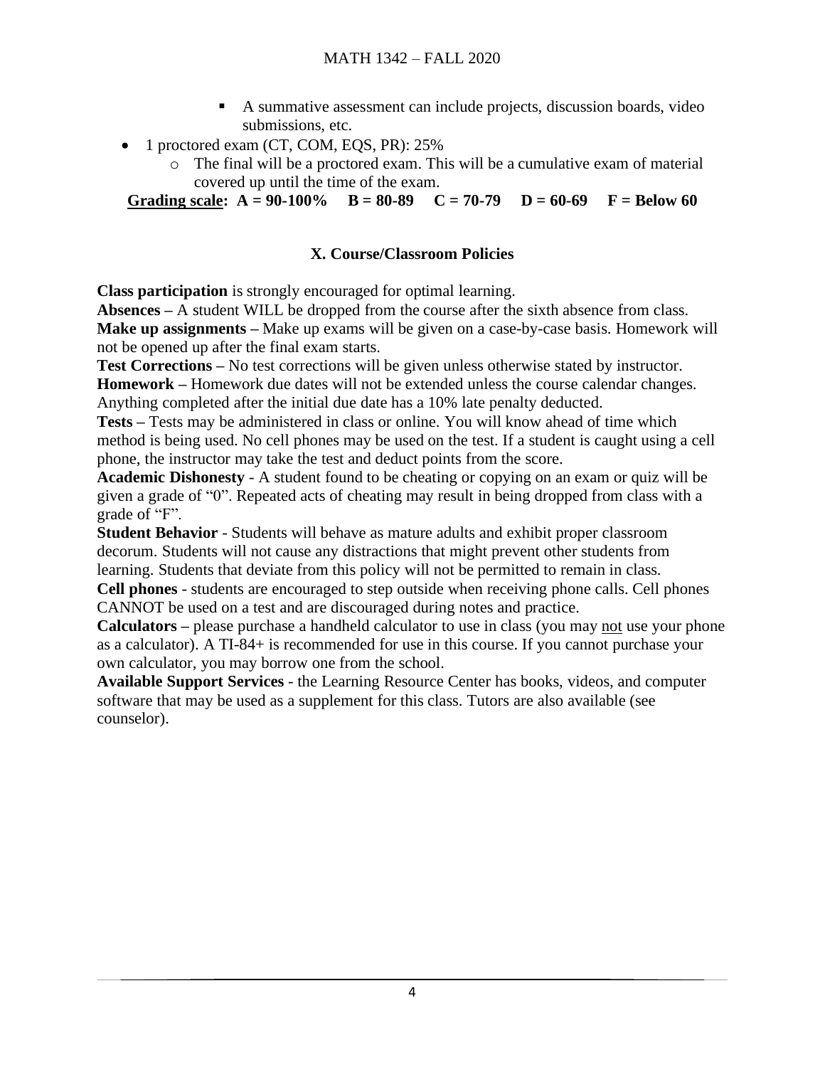- A summative assessment can include projects, discussion boards, video submissions, etc.
- 1 proctored exam (CT, COM, EQS, PR): 25%
  - The final will be a proctored exam. This will be a cumulative exam of material covered up until the time of the exam.

**Grading scale: A = 90-100% B = 80-89 C = 70-79 D = 60-69 F = Below 60**

## X. Course/Classroom Policies

**Class participation** is strongly encouraged for optimal learning.
**Absences –** A student WILL be dropped from the course after the sixth absence from class.
**Make up assignments –** Make up exams will be given on a case-by-case basis. Homework will not be opened up after the final exam starts.
**Test Corrections –** No test corrections will be given unless otherwise stated by instructor.
**Homework –** Homework due dates will not be extended unless the course calendar changes. Anything completed after the initial due date has a 10% late penalty deducted.
**Tests –** Tests may be administered in class or online. You will know ahead of time which method is being used. No cell phones may be used on the test. If a student is caught using a cell phone, the instructor may take the test and deduct points from the score.
**Academic Dishonesty** - A student found to be cheating or copying on an exam or quiz will be given a grade of "0". Repeated acts of cheating may result in being dropped from class with a grade of "F".
**Student Behavior** - Students will behave as mature adults and exhibit proper classroom decorum. Students will not cause any distractions that might prevent other students from learning. Students that deviate from this policy will not be permitted to remain in class.
**Cell phones** - students are encouraged to step outside when receiving phone calls. Cell phones CANNOT be used on a test and are discouraged during notes and practice.
**Calculators –** please purchase a handheld calculator to use in class (you may not use your phone as a calculator). A TI-84+ is recommended for use in this course. If you cannot purchase your own calculator, you may borrow one from the school.
**Available Support Services** - the Learning Resource Center has books, videos, and computer software that may be used as a supplement for this class. Tutors are also available (see counselor).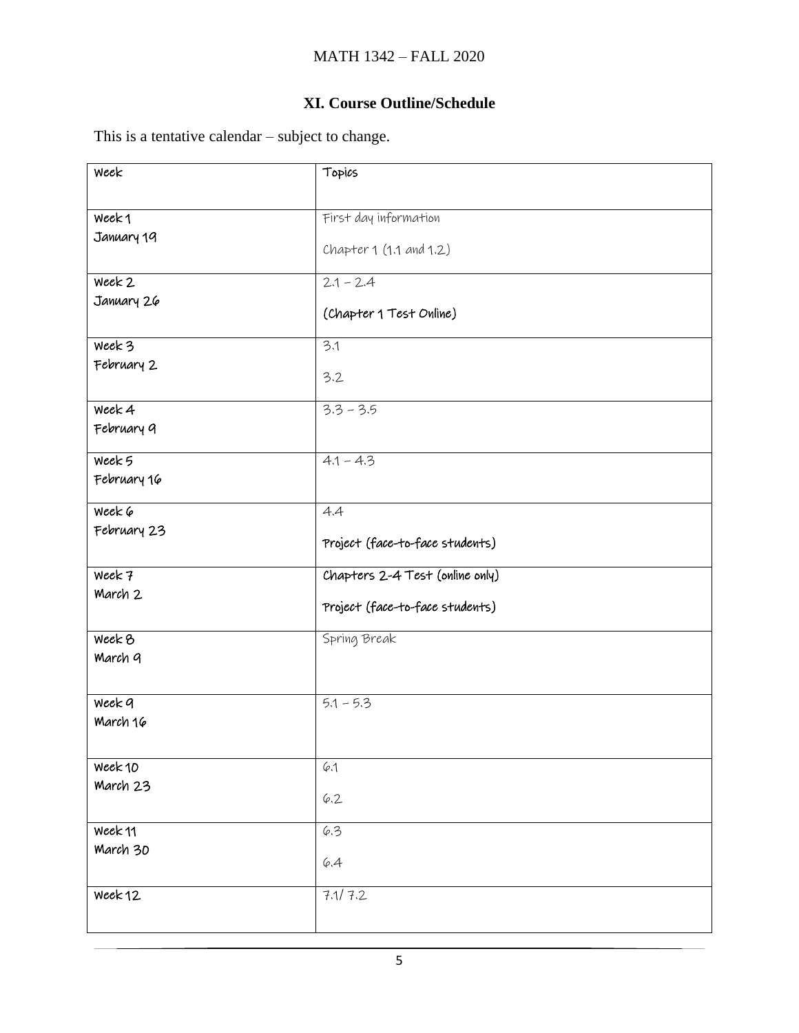MATH 1342 – FALL 2020

## XI. Course Outline/Schedule

This is a tentative calendar – subject to change.

| Week | Topics |
|---|---|
| Week 1<br>January 19 | First day information<br><br>Chapter 1 (1.1 and 1.2) |
| Week 2<br>January 26 | 2.1 – 2.4<br><br>(Chapter 1 Test Online) |
| Week 3<br>February 2 | 3.1<br><br>3.2 |
| Week 4<br>February 9 | 3.3 – 3.5 |
| Week 5<br>February 16 | 4.1 – 4.3 |
| Week 6<br>February 23 | 4.4<br><br>Project (face-to-face students) |
| Week 7<br>March 2 | Chapters 2-4 Test (online only)<br><br>Project (face-to-face students) |
| Week 8<br>March 9 | Spring Break |
| Week 9<br>March 16 | 5.1 – 5.3 |
| Week 10<br>March 23 | 6.1<br><br>6.2 |
| Week 11<br>March 30 | 6.3<br><br>6.4 |
| Week 12 | 7.1/ 7.2 |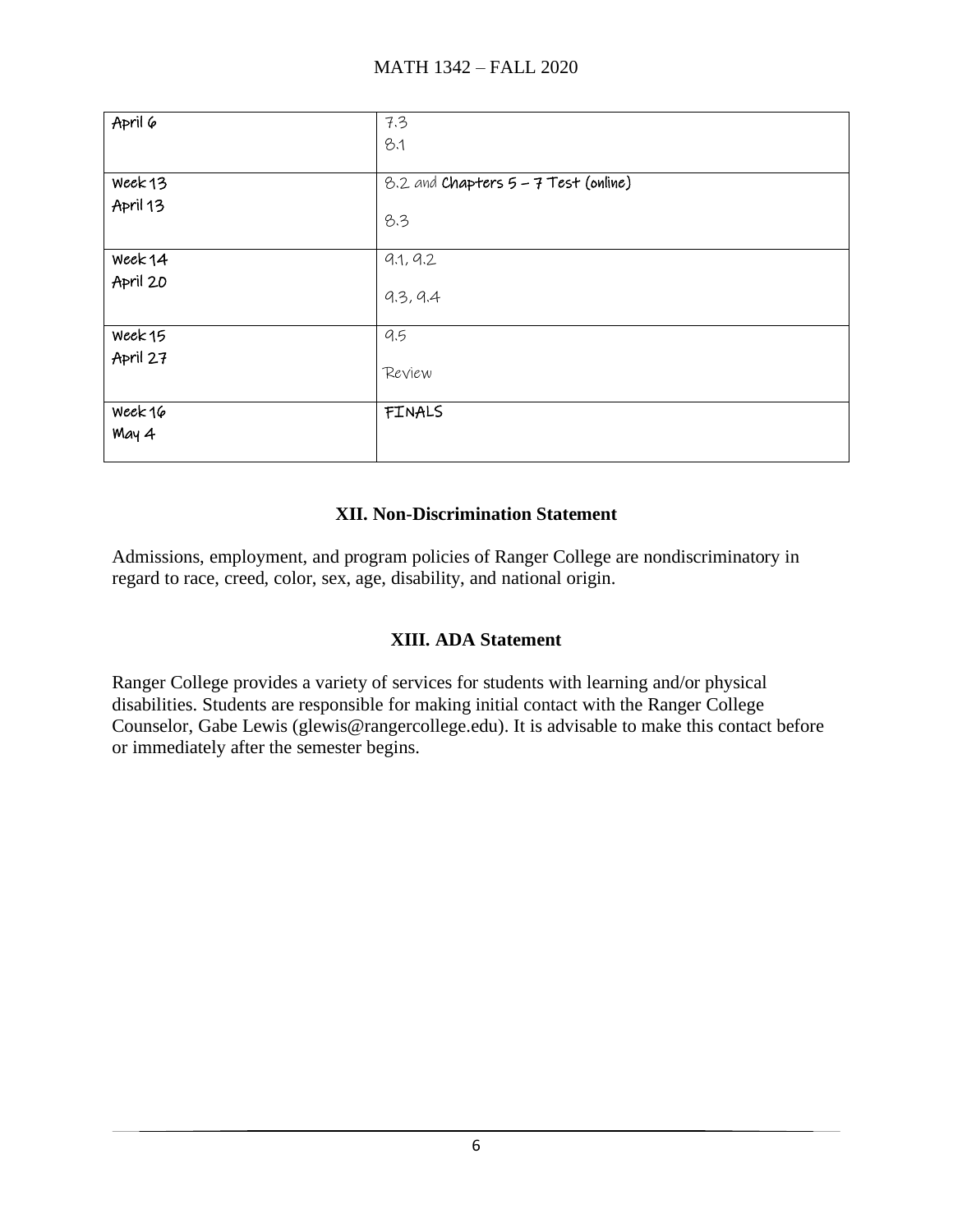| | |
|---|---|
| April 6 | 7.3<br>8.1 |
| Week 13<br>April 13 | 8.2 and Chapters 5 – 7 Test (online)<br>8.3 |
| Week 14<br>April 20 | 9.1, 9.2<br>9.3, 9.4 |
| Week 15<br>April 27 | 9.5<br>Review |
| Week 16<br>May 4 | FINALS |

## XII. Non-Discrimination Statement

Admissions, employment, and program policies of Ranger College are nondiscriminatory in regard to race, creed, color, sex, age, disability, and national origin.

## XIII. ADA Statement

Ranger College provides a variety of services for students with learning and/or physical disabilities. Students are responsible for making initial contact with the Ranger College Counselor, Gabe Lewis (glewis@rangercollege.edu). It is advisable to make this contact before or immediately after the semester begins.